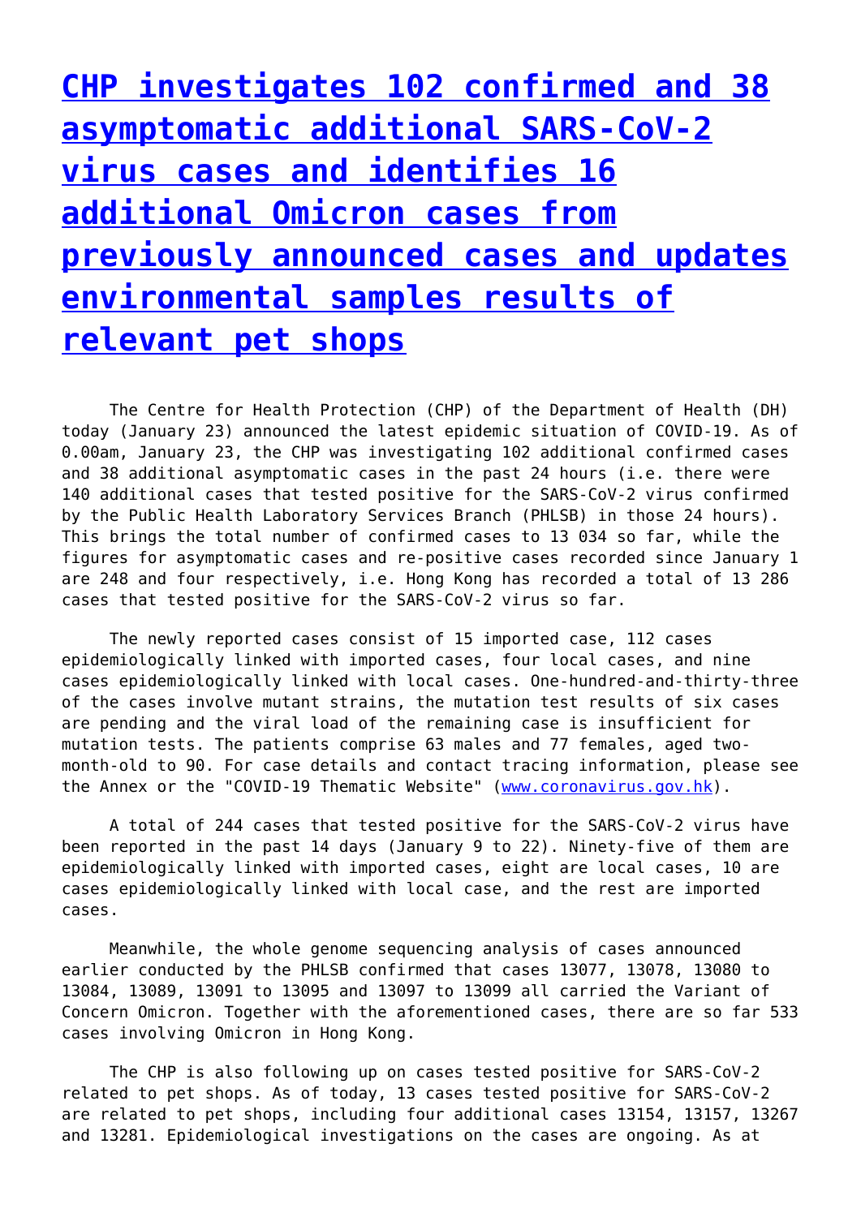# [CHP investigates 102 confirmed and 38 asymptomatic additional SARS-CoV-2 virus cases and identifies 16 additional Omicron cases from previously announced cases and updates environmental samples results of relevant pet shops]()

The Centre for Health Protection (CHP) of the Department of Health (DH) today (January 23) announced the latest epidemic situation of COVID-19. As of 0.00am, January 23, the CHP was investigating 102 additional confirmed cases and 38 additional asymptomatic cases in the past 24 hours (i.e. there were 140 additional cases that tested positive for the SARS-CoV-2 virus confirmed by the Public Health Laboratory Services Branch (PHLSB) in those 24 hours). This brings the total number of confirmed cases to 13 034 so far, while the figures for asymptomatic cases and re-positive cases recorded since January 1 are 248 and four respectively, i.e. Hong Kong has recorded a total of 13 286 cases that tested positive for the SARS-CoV-2 virus so far.

The newly reported cases consist of 15 imported case, 112 cases epidemiologically linked with imported cases, four local cases, and nine cases epidemiologically linked with local cases. One-hundred-and-thirty-three of the cases involve mutant strains, the mutation test results of six cases are pending and the viral load of the remaining case is insufficient for mutation tests. The patients comprise 63 males and 77 females, aged two-month-old to 90. For case details and contact tracing information, please see the Annex or the "COVID-19 Thematic Website" ([www.coronavirus.gov.hk](www.coronavirus.gov.hk)).

A total of 244 cases that tested positive for the SARS-CoV-2 virus have been reported in the past 14 days (January 9 to 22). Ninety-five of them are epidemiologically linked with imported cases, eight are local cases, 10 are cases epidemiologically linked with local case, and the rest are imported cases.

Meanwhile, the whole genome sequencing analysis of cases announced earlier conducted by the PHLSB confirmed that cases 13077, 13078, 13080 to 13084, 13089, 13091 to 13095 and 13097 to 13099 all carried the Variant of Concern Omicron. Together with the aforementioned cases, there are so far 533 cases involving Omicron in Hong Kong.

The CHP is also following up on cases tested positive for SARS-CoV-2 related to pet shops. As of today, 13 cases tested positive for SARS-CoV-2 are related to pet shops, including four additional cases 13154, 13157, 13267 and 13281. Epidemiological investigations on the cases are ongoing. As at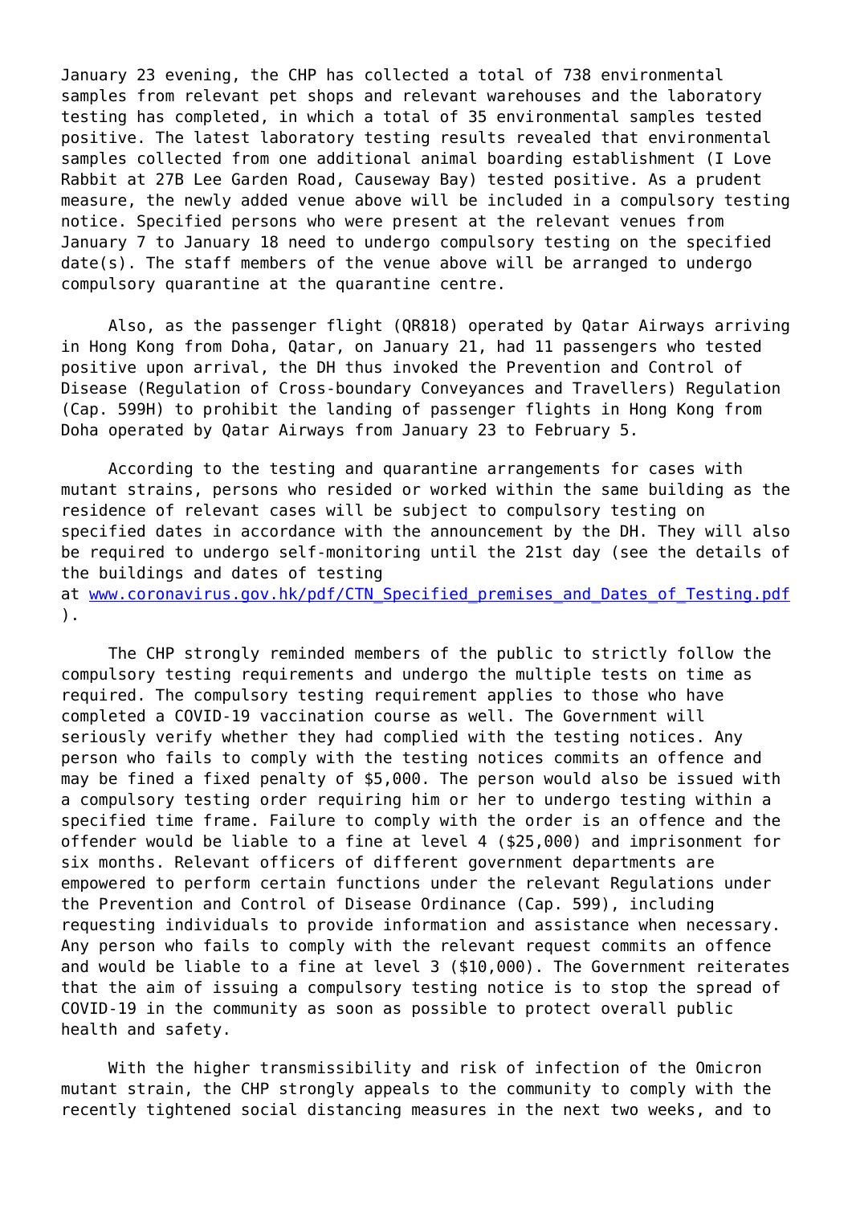January 23 evening, the CHP has collected a total of 738 environmental samples from relevant pet shops and relevant warehouses and the laboratory testing has completed, in which a total of 35 environmental samples tested positive. The latest laboratory testing results revealed that environmental samples collected from one additional animal boarding establishment (I Love Rabbit at 27B Lee Garden Road, Causeway Bay) tested positive. As a prudent measure, the newly added venue above will be included in a compulsory testing notice. Specified persons who were present at the relevant venues from January 7 to January 18 need to undergo compulsory testing on the specified date(s). The staff members of the venue above will be arranged to undergo compulsory quarantine at the quarantine centre.

Also, as the passenger flight (QR818) operated by Qatar Airways arriving in Hong Kong from Doha, Qatar, on January 21, had 11 passengers who tested positive upon arrival, the DH thus invoked the Prevention and Control of Disease (Regulation of Cross-boundary Conveyances and Travellers) Regulation (Cap. 599H) to prohibit the landing of passenger flights in Hong Kong from Doha operated by Qatar Airways from January 23 to February 5.

According to the testing and quarantine arrangements for cases with mutant strains, persons who resided or worked within the same building as the residence of relevant cases will be subject to compulsory testing on specified dates in accordance with the announcement by the DH. They will also be required to undergo self-monitoring until the 21st day (see the details of the buildings and dates of testing at [www.coronavirus.gov.hk/pdf/CTN_Specified_premises_and_Dates_of_Testing.pdf](www.coronavirus.gov.hk/pdf/CTN_Specified_premises_and_Dates_of_Testing.pdf)).

The CHP strongly reminded members of the public to strictly follow the compulsory testing requirements and undergo the multiple tests on time as required. The compulsory testing requirement applies to those who have completed a COVID-19 vaccination course as well. The Government will seriously verify whether they had complied with the testing notices. Any person who fails to comply with the testing notices commits an offence and may be fined a fixed penalty of $5,000. The person would also be issued with a compulsory testing order requiring him or her to undergo testing within a specified time frame. Failure to comply with the order is an offence and the offender would be liable to a fine at level 4 ($25,000) and imprisonment for six months. Relevant officers of different government departments are empowered to perform certain functions under the relevant Regulations under the Prevention and Control of Disease Ordinance (Cap. 599), including requesting individuals to provide information and assistance when necessary. Any person who fails to comply with the relevant request commits an offence and would be liable to a fine at level 3 ($10,000). The Government reiterates that the aim of issuing a compulsory testing notice is to stop the spread of COVID-19 in the community as soon as possible to protect overall public health and safety.

With the higher transmissibility and risk of infection of the Omicron mutant strain, the CHP strongly appeals to the community to comply with the recently tightened social distancing measures in the next two weeks, and to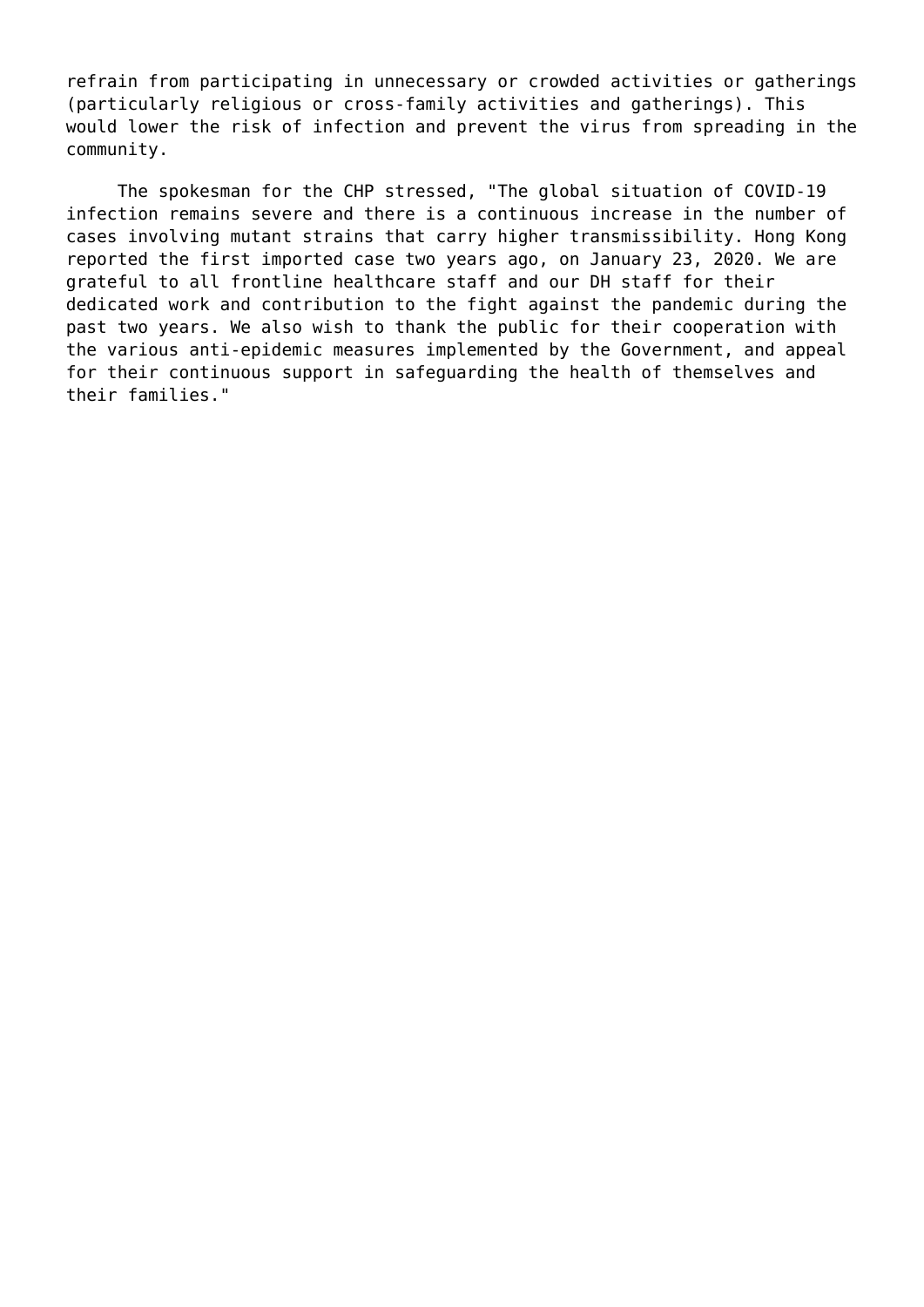refrain from participating in unnecessary or crowded activities or gatherings (particularly religious or cross-family activities and gatherings). This would lower the risk of infection and prevent the virus from spreading in the community.

The spokesman for the CHP stressed, "The global situation of COVID-19 infection remains severe and there is a continuous increase in the number of cases involving mutant strains that carry higher transmissibility. Hong Kong reported the first imported case two years ago, on January 23, 2020. We are grateful to all frontline healthcare staff and our DH staff for their dedicated work and contribution to the fight against the pandemic during the past two years. We also wish to thank the public for their cooperation with the various anti-epidemic measures implemented by the Government, and appeal for their continuous support in safeguarding the health of themselves and their families."